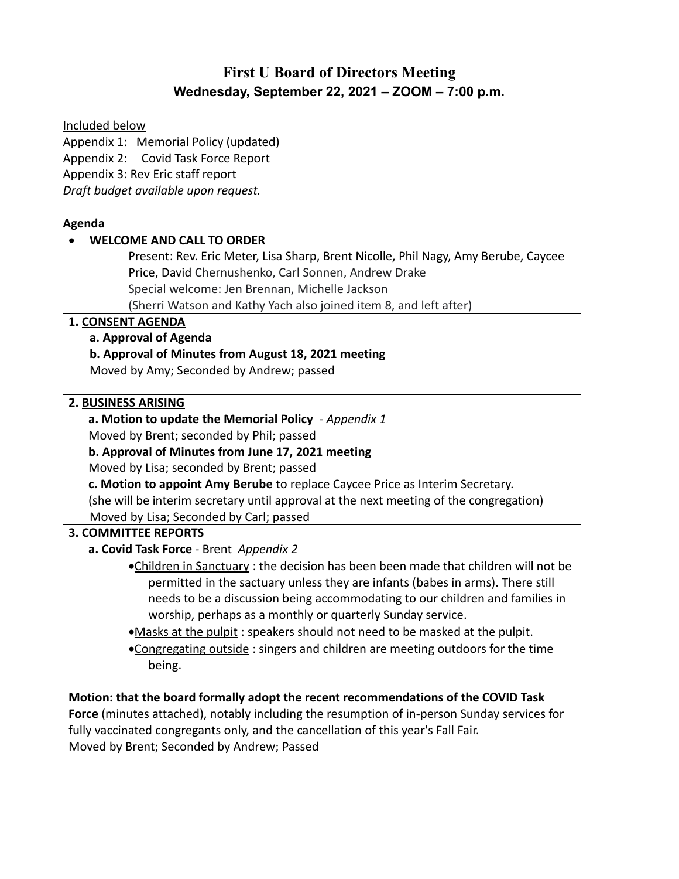# First U Board of Directors Meeting

## Wednesday, September 22, 2021 – ZOOM – 7:00 p.m.

Included below

Appendix 1: Memorial Policy (updated)
Appendix 2: Covid Task Force Report
Appendix 3: Rev Eric staff report
*Draft budget available upon request.*

**Agenda**

- **WELCOME AND CALL TO ORDER**

  Present: Rev. Eric Meter, Lisa Sharp, Brent Nicolle, Phil Nagy, Amy Berube, Caycee Price, David Chernushenko, Carl Sonnen, Andrew Drake
  Special welcome: Jen Brennan, Michelle Jackson
  (Sherri Watson and Kathy Yach also joined item 8, and left after)

**1. CONSENT AGENDA**

**a. Approval of Agenda**

**b. Approval of Minutes from August 18, 2021 meeting**

Moved by Amy; Seconded by Andrew; passed

**2. BUSINESS ARISING**

**a. Motion to update the Memorial Policy** - *Appendix 1*

Moved by Brent; seconded by Phil; passed

**b. Approval of Minutes from June 17, 2021 meeting**

Moved by Lisa; seconded by Brent; passed

**c. Motion to appoint Amy Berube** to replace Caycee Price as Interim Secretary.
(she will be interim secretary until approval at the next meeting of the congregation)
Moved by Lisa; Seconded by Carl; passed

**3. COMMITTEE REPORTS**

**a. Covid Task Force** - Brent *Appendix 2*

- Children in Sanctuary : the decision has been been made that children will not be permitted in the sactuary unless they are infants (babes in arms). There still needs to be a discussion being accommodating to our children and families in worship, perhaps as a monthly or quarterly Sunday service.
- Masks at the pulpit : speakers should not need to be masked at the pulpit.
- Congregating outside : singers and children are meeting outdoors for the time being.

**Motion: that the board formally adopt the recent recommendations of the COVID Task Force** (minutes attached), notably including the resumption of in-person Sunday services for fully vaccinated congregants only, and the cancellation of this year's Fall Fair.
Moved by Brent; Seconded by Andrew; Passed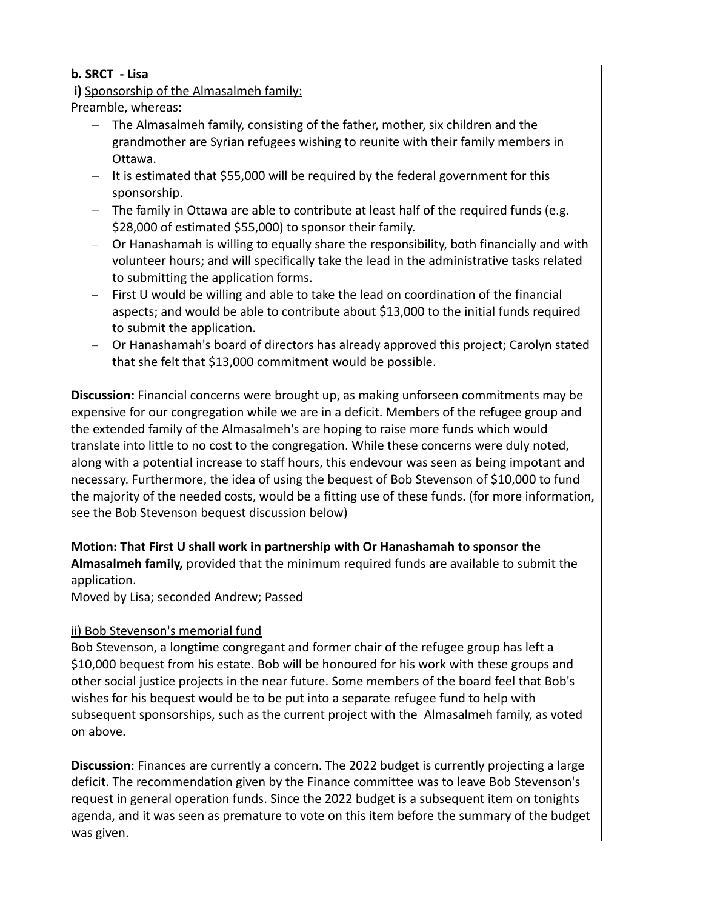**b. SRCT - Lisa**

**i)** Sponsorship of the Almasalmeh family:

Preamble, whereas:

- The Almasalmeh family, consisting of the father, mother, six children and the grandmother are Syrian refugees wishing to reunite with their family members in Ottawa.
- It is estimated that $55,000 will be required by the federal government for this sponsorship.
- The family in Ottawa are able to contribute at least half of the required funds (e.g. $28,000 of estimated $55,000) to sponsor their family.
- Or Hanashamah is willing to equally share the responsibility, both financially and with volunteer hours; and will specifically take the lead in the administrative tasks related to submitting the application forms.
- First U would be willing and able to take the lead on coordination of the financial aspects; and would be able to contribute about $13,000 to the initial funds required to submit the application.
- Or Hanashamah's board of directors has already approved this project; Carolyn stated that she felt that $13,000 commitment would be possible.

**Discussion:** Financial concerns were brought up, as making unforseen commitments may be expensive for our congregation while we are in a deficit. Members of the refugee group and the extended family of the Almasalmeh's are hoping to raise more funds which would translate into little to no cost to the congregation. While these concerns were duly noted, along with a potential increase to staff hours, this endevour was seen as being impotant and necessary. Furthermore, the idea of using the bequest of Bob Stevenson of $10,000 to fund the majority of the needed costs, would be a fitting use of these funds. (for more information, see the Bob Stevenson bequest discussion below)

**Motion: That First U shall work in partnership with Or Hanashamah to sponsor the Almasalmeh family,** provided that the minimum required funds are available to submit the application.

Moved by Lisa; seconded Andrew; Passed

ii) Bob Stevenson's memorial fund

Bob Stevenson, a longtime congregant and former chair of the refugee group has left a $10,000 bequest from his estate. Bob will be honoured for his work with these groups and other social justice projects in the near future. Some members of the board feel that Bob's wishes for his bequest would be to be put into a separate refugee fund to help with subsequent sponsorships, such as the current project with the Almasalmeh family, as voted on above.

**Discussion**: Finances are currently a concern. The 2022 budget is currently projecting a large deficit. The recommendation given by the Finance committee was to leave Bob Stevenson's request in general operation funds. Since the 2022 budget is a subsequent item on tonights agenda, and it was seen as premature to vote on this item before the summary of the budget was given.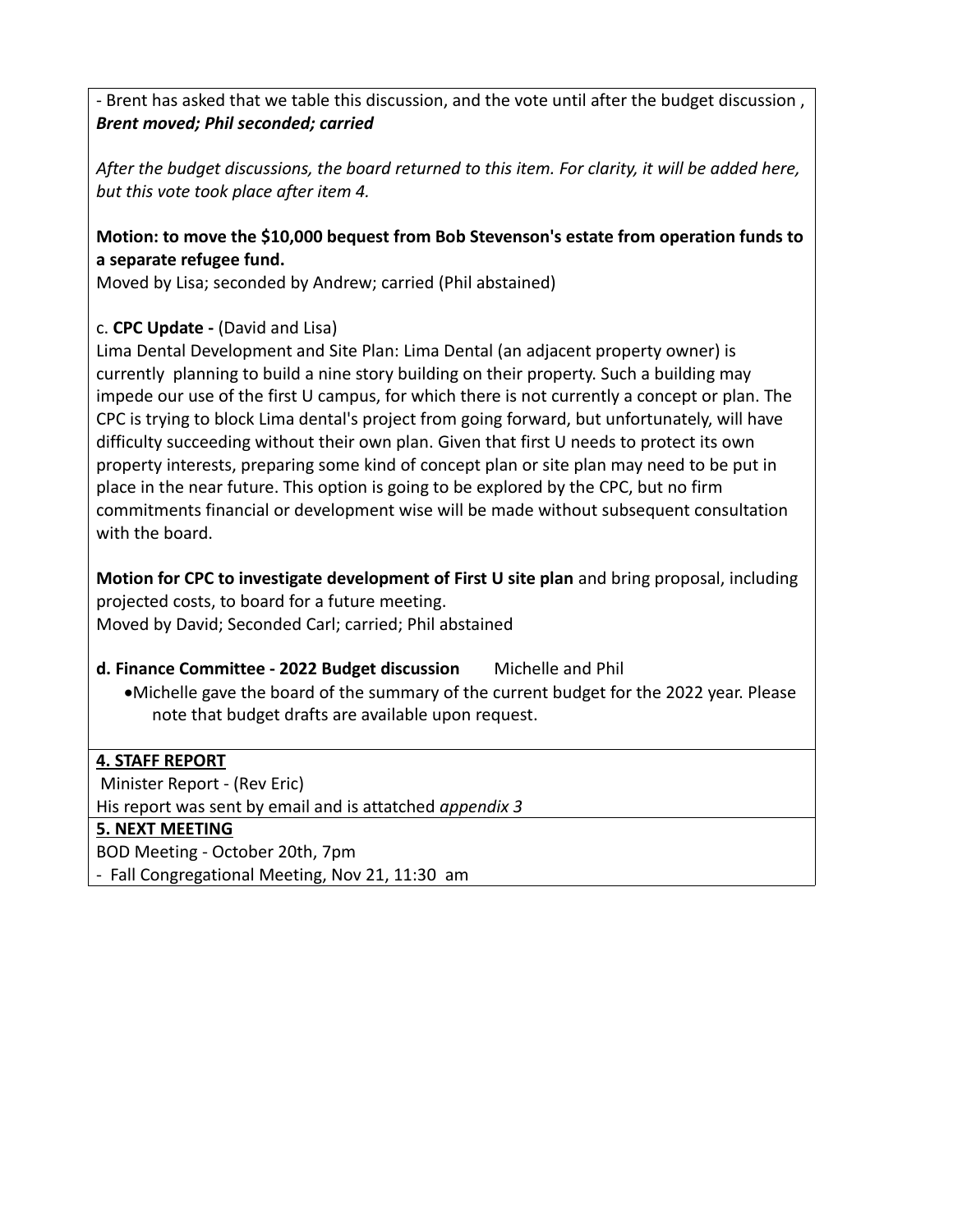- Brent has asked that we table this discussion, and the vote until after the budget discussion , ***Brent moved; Phil seconded; carried***

*After the budget discussions, the board returned to this item. For clarity, it will be added here, but this vote took place after item 4.*

**Motion: to move the $10,000 bequest from Bob Stevenson's estate from operation funds to a separate refugee fund.**
Moved by Lisa; seconded by Andrew; carried (Phil abstained)

c. **CPC Update -** (David and Lisa)
Lima Dental Development and Site Plan: Lima Dental (an adjacent property owner) is currently planning to build a nine story building on their property. Such a building may impede our use of the first U campus, for which there is not currently a concept or plan. The CPC is trying to block Lima dental's project from going forward, but unfortunately, will have difficulty succeeding without their own plan. Given that first U needs to protect its own property interests, preparing some kind of concept plan or site plan may need to be put in place in the near future. This option is going to be explored by the CPC, but no firm commitments financial or development wise will be made without subsequent consultation with the board.

**Motion for CPC to investigate development of First U site plan** and bring proposal, including projected costs, to board for a future meeting.
Moved by David; Seconded Carl; carried; Phil abstained

**d. Finance Committee - 2022 Budget discussion** Michelle and Phil

- Michelle gave the board of the summary of the current budget for the 2022 year. Please note that budget drafts are available upon request.

**4. STAFF REPORT**

Minister Report - (Rev Eric)
His report was sent by email and is attatched *appendix 3*

**5. NEXT MEETING**

BOD Meeting - October 20th, 7pm
- Fall Congregational Meeting, Nov 21, 11:30 am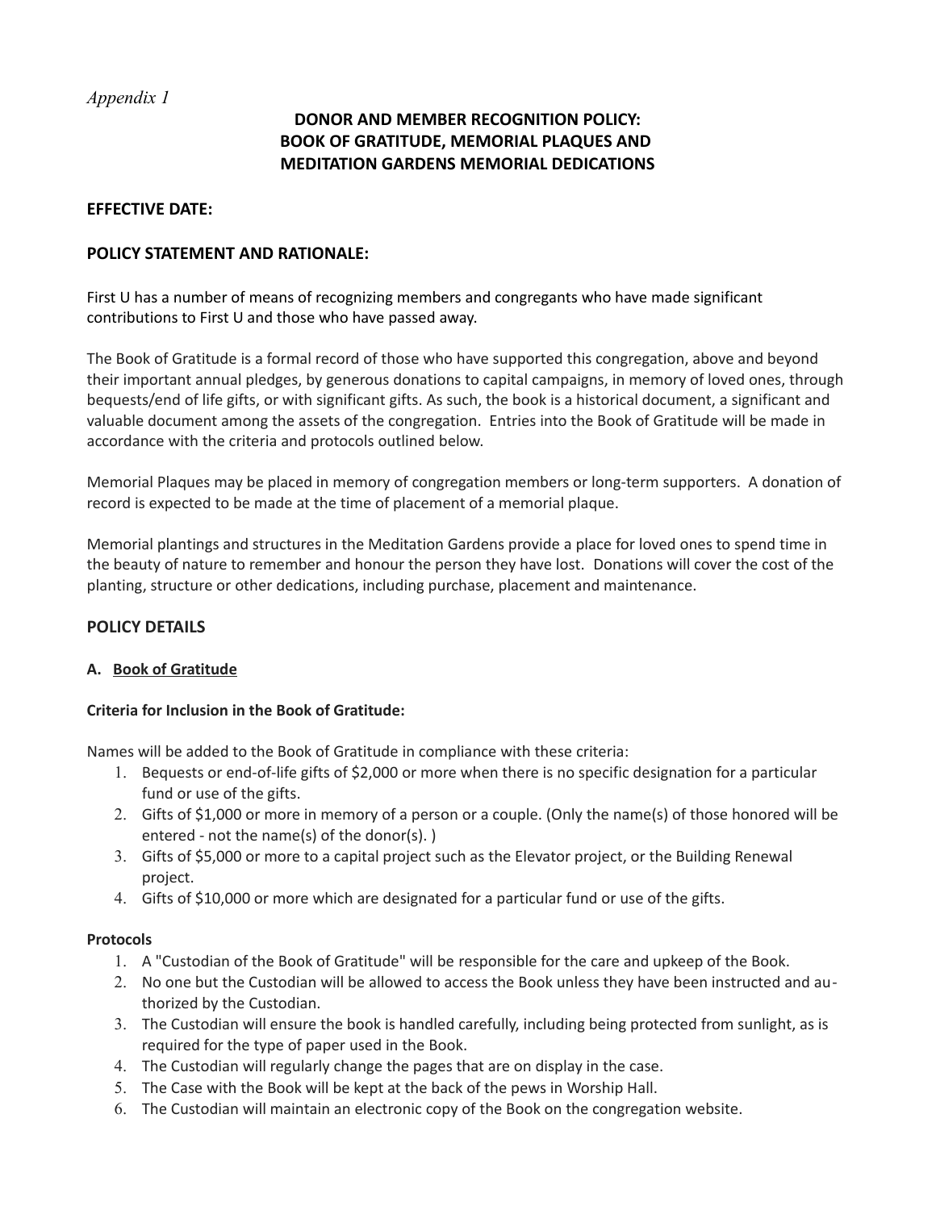*Appendix 1*

# DONOR AND MEMBER RECOGNITION POLICY: BOOK OF GRATITUDE, MEMORIAL PLAQUES AND MEDITATION GARDENS MEMORIAL DEDICATIONS

## EFFECTIVE DATE:

## POLICY STATEMENT AND RATIONALE:

First U has a number of means of recognizing members and congregants who have made significant contributions to First U and those who have passed away.

The Book of Gratitude is a formal record of those who have supported this congregation, above and beyond their important annual pledges, by generous donations to capital campaigns, in memory of loved ones, through bequests/end of life gifts, or with significant gifts. As such, the book is a historical document, a significant and valuable document among the assets of the congregation. Entries into the Book of Gratitude will be made in accordance with the criteria and protocols outlined below.

Memorial Plaques may be placed in memory of congregation members or long-term supporters. A donation of record is expected to be made at the time of placement of a memorial plaque.

Memorial plantings and structures in the Meditation Gardens provide a place for loved ones to spend time in the beauty of nature to remember and honour the person they have lost. Donations will cover the cost of the planting, structure or other dedications, including purchase, placement and maintenance.

## POLICY DETAILS

### A. Book of Gratitude

**Criteria for Inclusion in the Book of Gratitude:**

Names will be added to the Book of Gratitude in compliance with these criteria:

1. Bequests or end-of-life gifts of $2,000 or more when there is no specific designation for a particular fund or use of the gifts.
2. Gifts of $1,000 or more in memory of a person or a couple. (Only the name(s) of those honored will be entered - not the name(s) of the donor(s). )
3. Gifts of $5,000 or more to a capital project such as the Elevator project, or the Building Renewal project.
4. Gifts of $10,000 or more which are designated for a particular fund or use of the gifts.

**Protocols**

1. A "Custodian of the Book of Gratitude" will be responsible for the care and upkeep of the Book.
2. No one but the Custodian will be allowed to access the Book unless they have been instructed and authorized by the Custodian.
3. The Custodian will ensure the book is handled carefully, including being protected from sunlight, as is required for the type of paper used in the Book.
4. The Custodian will regularly change the pages that are on display in the case.
5. The Case with the Book will be kept at the back of the pews in Worship Hall.
6. The Custodian will maintain an electronic copy of the Book on the congregation website.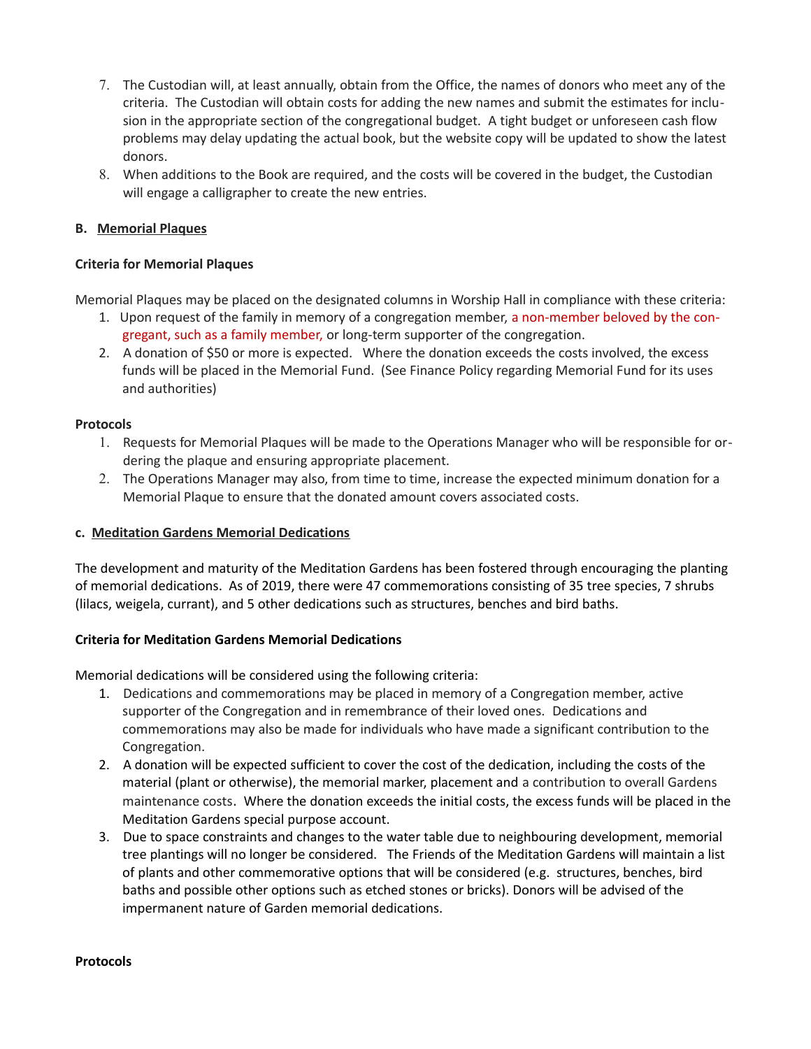7. The Custodian will, at least annually, obtain from the Office, the names of donors who meet any of the criteria. The Custodian will obtain costs for adding the new names and submit the estimates for inclusion in the appropriate section of the congregational budget. A tight budget or unforeseen cash flow problems may delay updating the actual book, but the website copy will be updated to show the latest donors.
8. When additions to the Book are required, and the costs will be covered in the budget, the Custodian will engage a calligrapher to create the new entries.

**B. Memorial Plaques**

**Criteria for Memorial Plaques**

Memorial Plaques may be placed on the designated columns in Worship Hall in compliance with these criteria:

1. Upon request of the family in memory of a congregation member, a non-member beloved by the congregant, such as a family member, or long-term supporter of the congregation.
2. A donation of $50 or more is expected. Where the donation exceeds the costs involved, the excess funds will be placed in the Memorial Fund. (See Finance Policy regarding Memorial Fund for its uses and authorities)

**Protocols**

1. Requests for Memorial Plaques will be made to the Operations Manager who will be responsible for ordering the plaque and ensuring appropriate placement.
2. The Operations Manager may also, from time to time, increase the expected minimum donation for a Memorial Plaque to ensure that the donated amount covers associated costs.

**c. Meditation Gardens Memorial Dedications**

The development and maturity of the Meditation Gardens has been fostered through encouraging the planting of memorial dedications. As of 2019, there were 47 commemorations consisting of 35 tree species, 7 shrubs (lilacs, weigela, currant), and 5 other dedications such as structures, benches and bird baths.

**Criteria for Meditation Gardens Memorial Dedications**

Memorial dedications will be considered using the following criteria:

1. Dedications and commemorations may be placed in memory of a Congregation member, active supporter of the Congregation and in remembrance of their loved ones. Dedications and commemorations may also be made for individuals who have made a significant contribution to the Congregation.
2. A donation will be expected sufficient to cover the cost of the dedication, including the costs of the material (plant or otherwise), the memorial marker, placement and a contribution to overall Gardens maintenance costs. Where the donation exceeds the initial costs, the excess funds will be placed in the Meditation Gardens special purpose account.
3. Due to space constraints and changes to the water table due to neighbouring development, memorial tree plantings will no longer be considered. The Friends of the Meditation Gardens will maintain a list of plants and other commemorative options that will be considered (e.g. structures, benches, bird baths and possible other options such as etched stones or bricks). Donors will be advised of the impermanent nature of Garden memorial dedications.

**Protocols**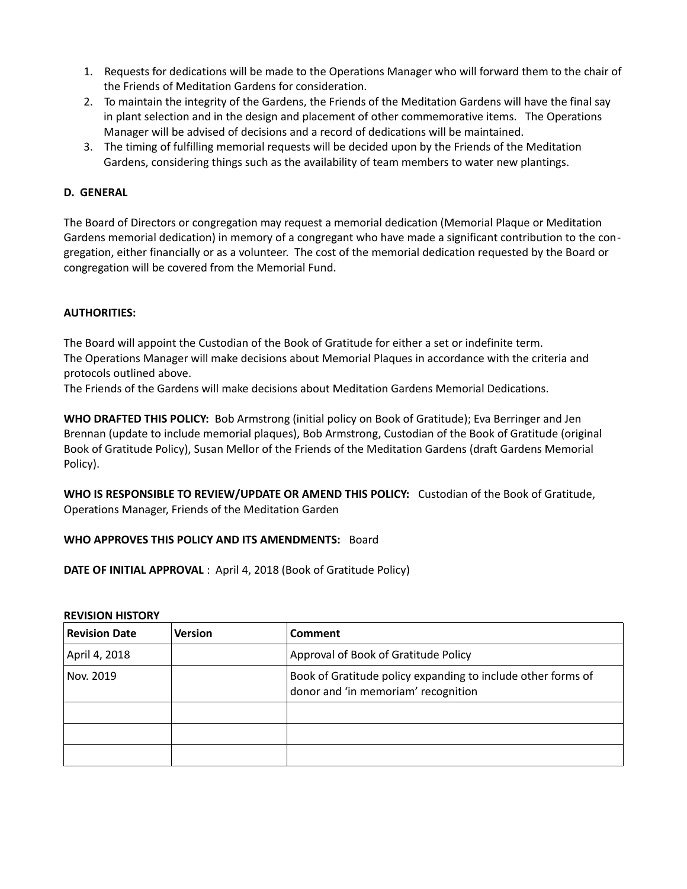1. Requests for dedications will be made to the Operations Manager who will forward them to the chair of the Friends of Meditation Gardens for consideration.
2. To maintain the integrity of the Gardens, the Friends of the Meditation Gardens will have the final say in plant selection and in the design and placement of other commemorative items. The Operations Manager will be advised of decisions and a record of dedications will be maintained.
3. The timing of fulfilling memorial requests will be decided upon by the Friends of the Meditation Gardens, considering things such as the availability of team members to water new plantings.

**D. GENERAL**

The Board of Directors or congregation may request a memorial dedication (Memorial Plaque or Meditation Gardens memorial dedication) in memory of a congregant who have made a significant contribution to the congregation, either financially or as a volunteer. The cost of the memorial dedication requested by the Board or congregation will be covered from the Memorial Fund.

**AUTHORITIES:**

The Board will appoint the Custodian of the Book of Gratitude for either a set or indefinite term.
The Operations Manager will make decisions about Memorial Plaques in accordance with the criteria and protocols outlined above.
The Friends of the Gardens will make decisions about Meditation Gardens Memorial Dedications.

**WHO DRAFTED THIS POLICY:** Bob Armstrong (initial policy on Book of Gratitude); Eva Berringer and Jen Brennan (update to include memorial plaques), Bob Armstrong, Custodian of the Book of Gratitude (original Book of Gratitude Policy), Susan Mellor of the Friends of the Meditation Gardens (draft Gardens Memorial Policy).

**WHO IS RESPONSIBLE TO REVIEW/UPDATE OR AMEND THIS POLICY:** Custodian of the Book of Gratitude, Operations Manager, Friends of the Meditation Garden

**WHO APPROVES THIS POLICY AND ITS AMENDMENTS:** Board

**DATE OF INITIAL APPROVAL** : April 4, 2018 (Book of Gratitude Policy)

**REVISION HISTORY**

| Revision Date | Version | Comment |
|---|---|---|
| April 4, 2018 | | Approval of Book of Gratitude Policy |
| Nov. 2019 | | Book of Gratitude policy expanding to include other forms of donor and 'in memoriam' recognition |
| | | |
| | | |
| | | |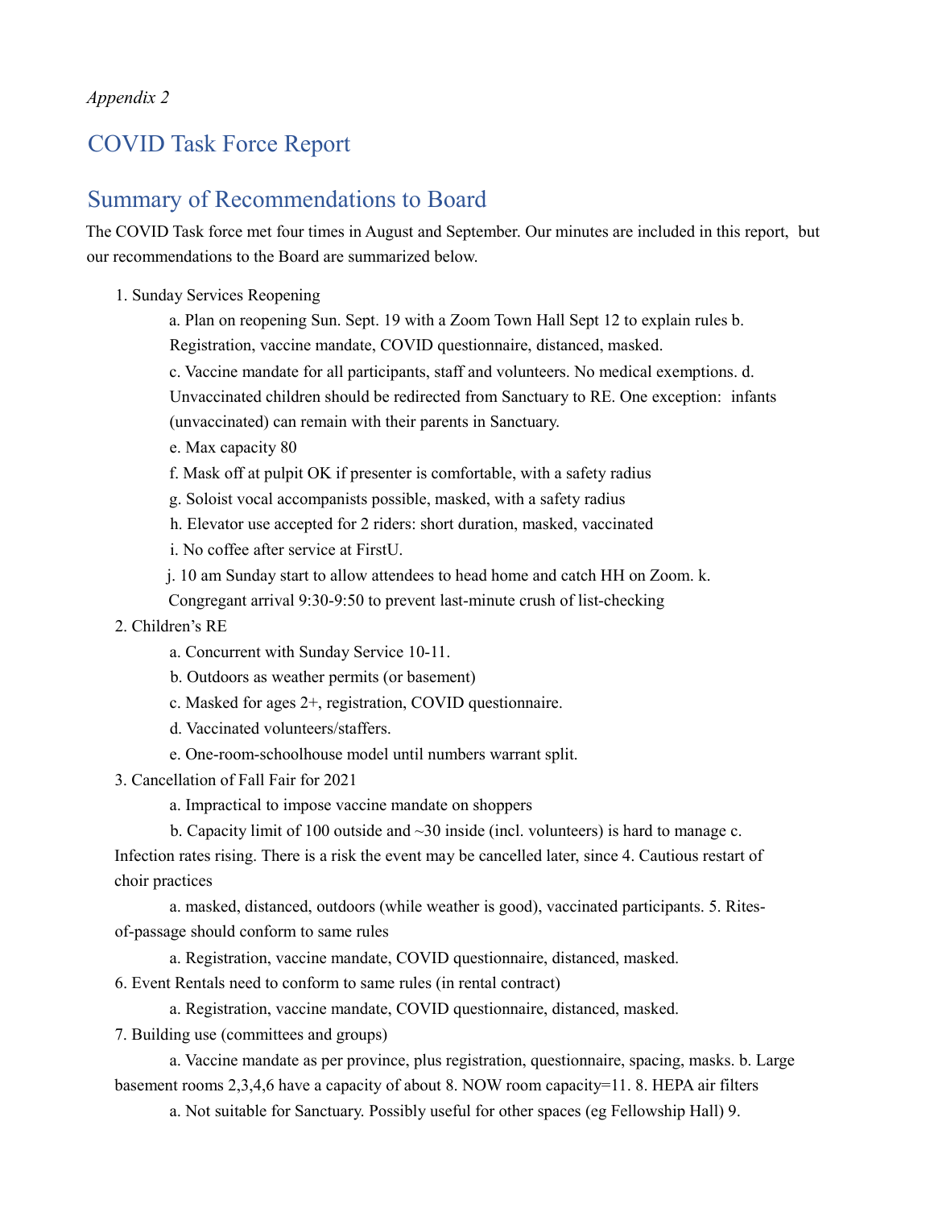*Appendix 2*

# COVID Task Force Report

## Summary of Recommendations to Board

The COVID Task force met four times in August and September. Our minutes are included in this report, but our recommendations to the Board are summarized below.

1. Sunday Services Reopening
   a. Plan on reopening Sun. Sept. 19 with a Zoom Town Hall Sept 12 to explain rules b. Registration, vaccine mandate, COVID questionnaire, distanced, masked.
   c. Vaccine mandate for all participants, staff and volunteers. No medical exemptions. d. Unvaccinated children should be redirected from Sanctuary to RE. One exception: infants (unvaccinated) can remain with their parents in Sanctuary.
   e. Max capacity 80
   f. Mask off at pulpit OK if presenter is comfortable, with a safety radius
   g. Soloist vocal accompanists possible, masked, with a safety radius
   h. Elevator use accepted for 2 riders: short duration, masked, vaccinated
   i. No coffee after service at FirstU.
   j. 10 am Sunday start to allow attendees to head home and catch HH on Zoom. k. Congregant arrival 9:30-9:50 to prevent last-minute crush of list-checking
2. Children's RE
   a. Concurrent with Sunday Service 10-11.
   b. Outdoors as weather permits (or basement)
   c. Masked for ages 2+, registration, COVID questionnaire.
   d. Vaccinated volunteers/staffers.
   e. One-room-schoolhouse model until numbers warrant split.
3. Cancellation of Fall Fair for 2021
   a. Impractical to impose vaccine mandate on shoppers
   b. Capacity limit of 100 outside and ~30 inside (incl. volunteers) is hard to manage c. Infection rates rising. There is a risk the event may be cancelled later, since 4. Cautious restart of choir practices
   a. masked, distanced, outdoors (while weather is good), vaccinated participants. 5. Rites-of-passage should conform to same rules
   a. Registration, vaccine mandate, COVID questionnaire, distanced, masked.
6. Event Rentals need to conform to same rules (in rental contract)
   a. Registration, vaccine mandate, COVID questionnaire, distanced, masked.
7. Building use (committees and groups)
   a. Vaccine mandate as per province, plus registration, questionnaire, spacing, masks. b. Large basement rooms 2,3,4,6 have a capacity of about 8. NOW room capacity=11. 8. HEPA air filters
   a. Not suitable for Sanctuary. Possibly useful for other spaces (eg Fellowship Hall) 9.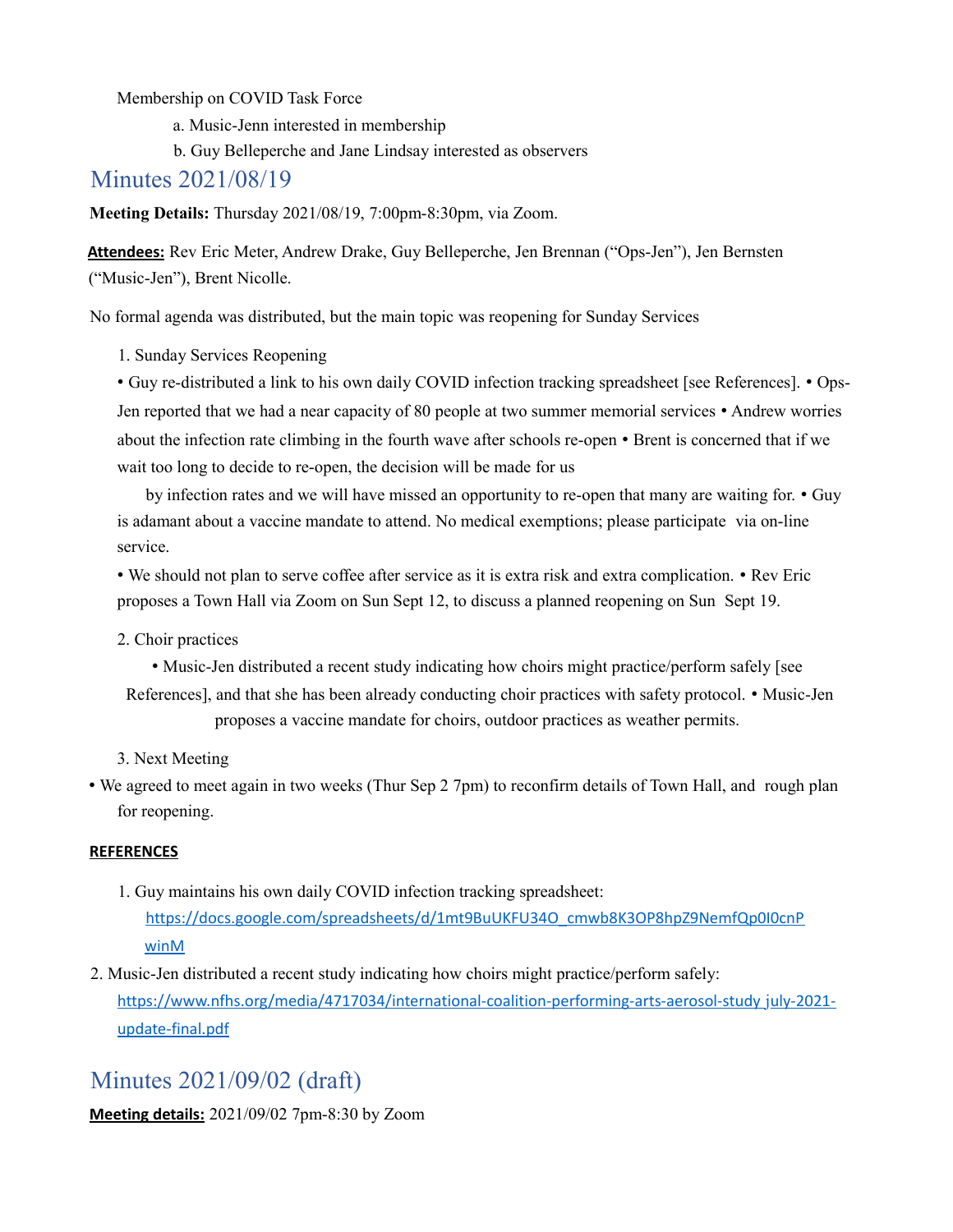Membership on COVID Task Force

a. Music-Jenn interested in membership

b. Guy Belleperche and Jane Lindsay interested as observers

## Minutes 2021/08/19

**Meeting Details:** Thursday 2021/08/19, 7:00pm-8:30pm, via Zoom.

**Attendees:** Rev Eric Meter, Andrew Drake, Guy Belleperche, Jen Brennan ("Ops-Jen"), Jen Bernsten ("Music-Jen"), Brent Nicolle.

No formal agenda was distributed, but the main topic was reopening for Sunday Services

1. Sunday Services Reopening

• Guy re-distributed a link to his own daily COVID infection tracking spreadsheet [see References]. • Ops-Jen reported that we had a near capacity of 80 people at two summer memorial services • Andrew worries about the infection rate climbing in the fourth wave after schools re-open • Brent is concerned that if we wait too long to decide to re-open, the decision will be made for us by infection rates and we will have missed an opportunity to re-open that many are waiting for. • Guy is adamant about a vaccine mandate to attend. No medical exemptions; please participate via on-line service.

• We should not plan to serve coffee after service as it is extra risk and extra complication. • Rev Eric proposes a Town Hall via Zoom on Sun Sept 12, to discuss a planned reopening on Sun Sept 19.

2. Choir practices

• Music-Jen distributed a recent study indicating how choirs might practice/perform safely [see References], and that she has been already conducting choir practices with safety protocol. • Music-Jen proposes a vaccine mandate for choirs, outdoor practices as weather permits.

3. Next Meeting

• We agreed to meet again in two weeks (Thur Sep 2 7pm) to reconfirm details of Town Hall, and rough plan for reopening.

**REFERENCES**

1. Guy maintains his own daily COVID infection tracking spreadsheet: https://docs.google.com/spreadsheets/d/1mt9BuUKFU34O_cmwb8K3OP8hpZ9NemfQp0I0cnPwinM
2. Music-Jen distributed a recent study indicating how choirs might practice/perform safely: https://www.nfhs.org/media/4717034/international-coalition-performing-arts-aerosol-study july-2021-update-final.pdf

## Minutes 2021/09/02 (draft)

**Meeting details:** 2021/09/02 7pm-8:30 by Zoom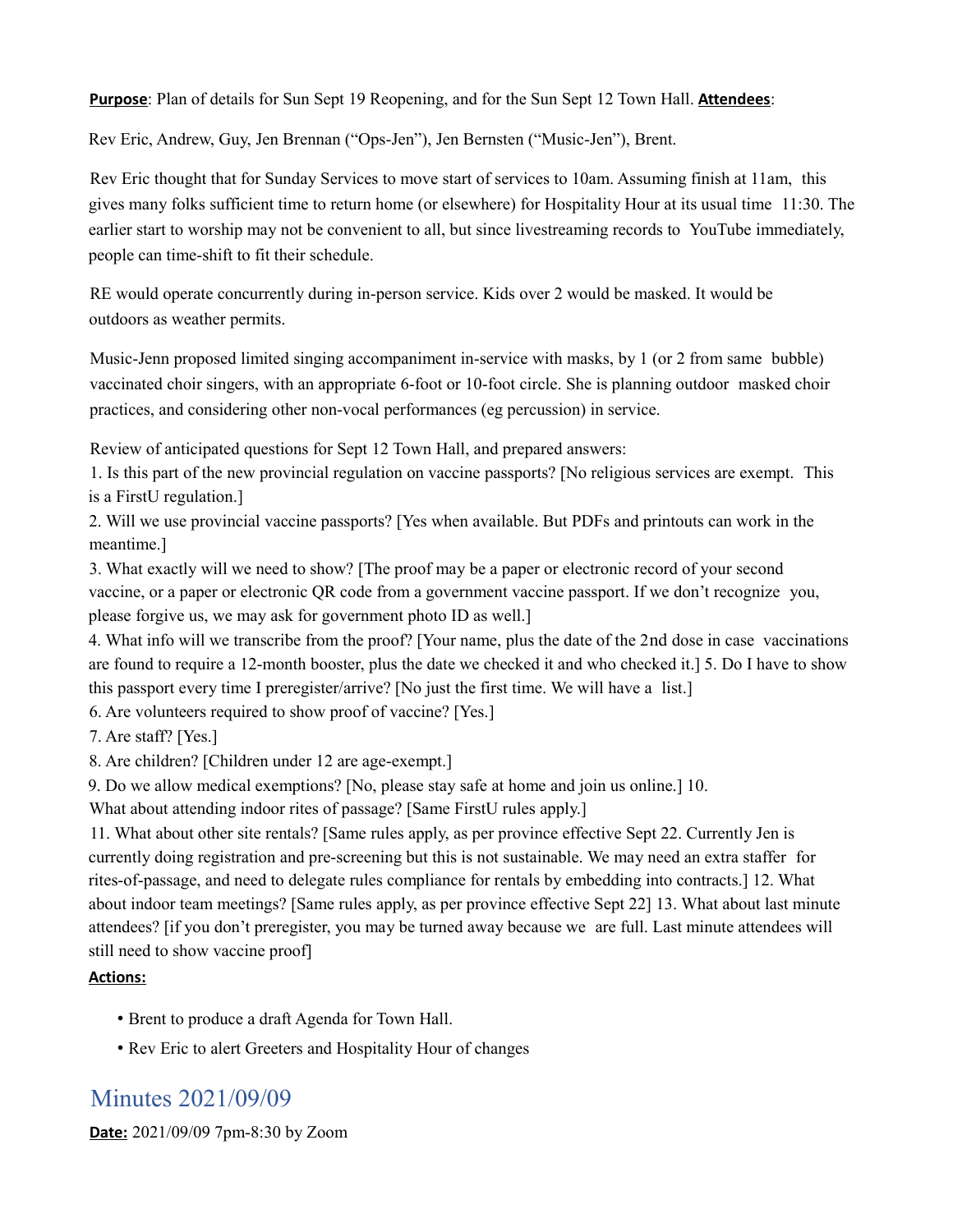**Purpose**: Plan of details for Sun Sept 19 Reopening, and for the Sun Sept 12 Town Hall. **Attendees**:

Rev Eric, Andrew, Guy, Jen Brennan ("Ops-Jen"), Jen Bernsten ("Music-Jen"), Brent.

Rev Eric thought that for Sunday Services to move start of services to 10am. Assuming finish at 11am, this gives many folks sufficient time to return home (or elsewhere) for Hospitality Hour at its usual time 11:30. The earlier start to worship may not be convenient to all, but since livestreaming records to YouTube immediately, people can time-shift to fit their schedule.

RE would operate concurrently during in-person service. Kids over 2 would be masked. It would be outdoors as weather permits.

Music-Jenn proposed limited singing accompaniment in-service with masks, by 1 (or 2 from same bubble) vaccinated choir singers, with an appropriate 6-foot or 10-foot circle. She is planning outdoor masked choir practices, and considering other non-vocal performances (eg percussion) in service.

Review of anticipated questions for Sept 12 Town Hall, and prepared answers:

1. Is this part of the new provincial regulation on vaccine passports? [No religious services are exempt. This is a FirstU regulation.]
2. Will we use provincial vaccine passports? [Yes when available. But PDFs and printouts can work in the meantime.]
3. What exactly will we need to show? [The proof may be a paper or electronic record of your second vaccine, or a paper or electronic QR code from a government vaccine passport. If we don't recognize you, please forgive us, we may ask for government photo ID as well.]
4. What info will we transcribe from the proof? [Your name, plus the date of the 2nd dose in case vaccinations are found to require a 12-month booster, plus the date we checked it and who checked it.]
5. Do I have to show this passport every time I preregister/arrive? [No just the first time. We will have a list.]
6. Are volunteers required to show proof of vaccine? [Yes.]
7. Are staff? [Yes.]
8. Are children? [Children under 12 are age-exempt.]
9. Do we allow medical exemptions? [No, please stay safe at home and join us online.]
10. What about attending indoor rites of passage? [Same FirstU rules apply.]
11. What about other site rentals? [Same rules apply, as per province effective Sept 22. Currently Jen is currently doing registration and pre-screening but this is not sustainable. We may need an extra staffer for rites-of-passage, and need to delegate rules compliance for rentals by embedding into contracts.]
12. What about indoor team meetings? [Same rules apply, as per province effective Sept 22]
13. What about last minute attendees? [if you don't preregister, you may be turned away because we are full. Last minute attendees will still need to show vaccine proof]

**Actions:**

- Brent to produce a draft Agenda for Town Hall.
- Rev Eric to alert Greeters and Hospitality Hour of changes

## Minutes 2021/09/09

**Date:** 2021/09/09 7pm-8:30 by Zoom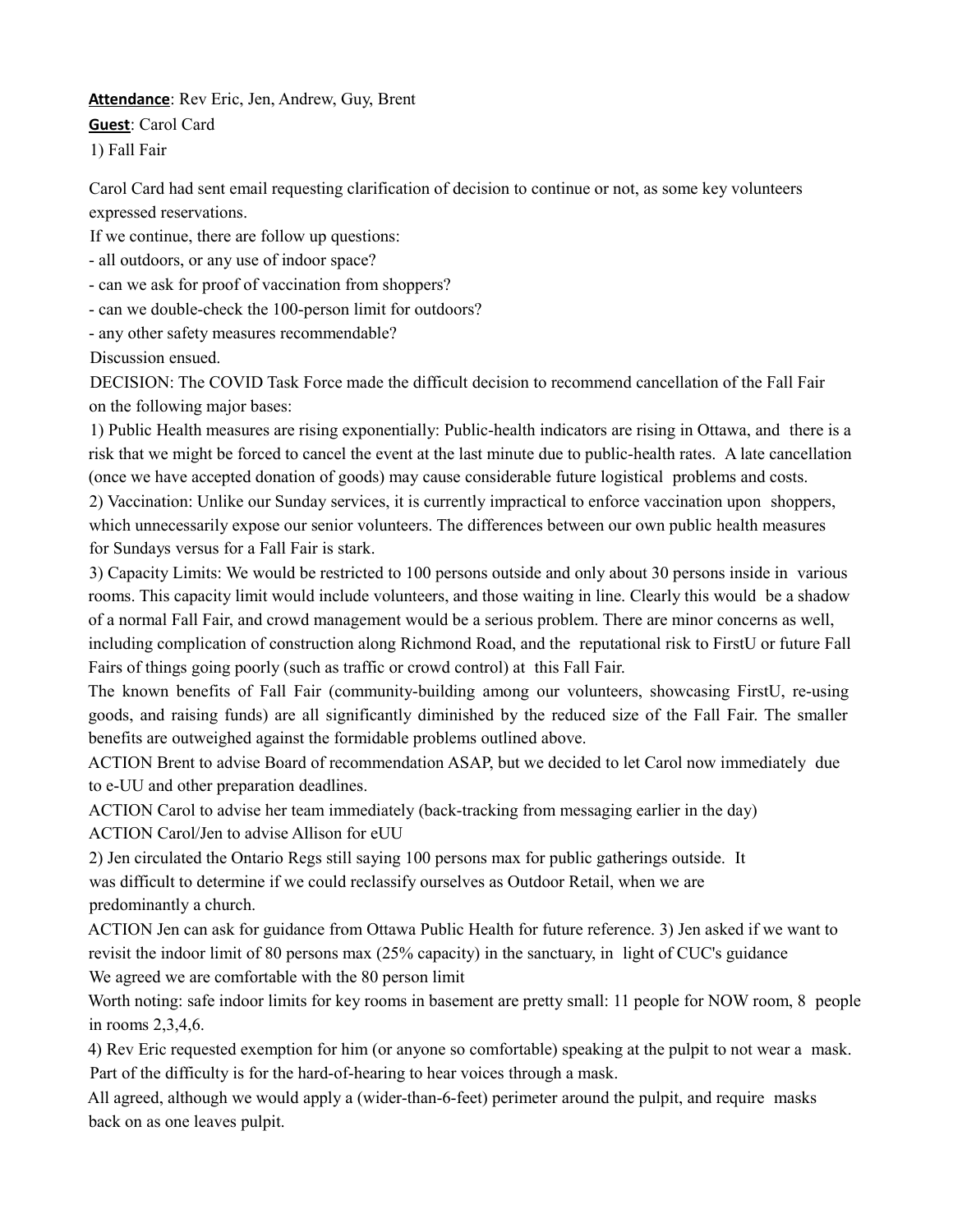**Attendance**: Rev Eric, Jen, Andrew, Guy, Brent

**Guest**: Carol Card

1) Fall Fair

Carol Card had sent email requesting clarification of decision to continue or not, as some key volunteers expressed reservations.

If we continue, there are follow up questions:

- all outdoors, or any use of indoor space?
- can we ask for proof of vaccination from shoppers?
- can we double-check the 100-person limit for outdoors?
- any other safety measures recommendable?

Discussion ensued.

DECISION: The COVID Task Force made the difficult decision to recommend cancellation of the Fall Fair on the following major bases:

1) Public Health measures are rising exponentially: Public-health indicators are rising in Ottawa, and there is a risk that we might be forced to cancel the event at the last minute due to public-health rates. A late cancellation (once we have accepted donation of goods) may cause considerable future logistical problems and costs.

2) Vaccination: Unlike our Sunday services, it is currently impractical to enforce vaccination upon shoppers, which unnecessarily expose our senior volunteers. The differences between our own public health measures for Sundays versus for a Fall Fair is stark.

3) Capacity Limits: We would be restricted to 100 persons outside and only about 30 persons inside in various rooms. This capacity limit would include volunteers, and those waiting in line. Clearly this would be a shadow of a normal Fall Fair, and crowd management would be a serious problem. There are minor concerns as well, including complication of construction along Richmond Road, and the reputational risk to FirstU or future Fall Fairs of things going poorly (such as traffic or crowd control) at this Fall Fair.

The known benefits of Fall Fair (community-building among our volunteers, showcasing FirstU, re-using goods, and raising funds) are all significantly diminished by the reduced size of the Fall Fair. The smaller benefits are outweighed against the formidable problems outlined above.

ACTION Brent to advise Board of recommendation ASAP, but we decided to let Carol now immediately due to e-UU and other preparation deadlines.

ACTION Carol to advise her team immediately (back-tracking from messaging earlier in the day)

ACTION Carol/Jen to advise Allison for eUU

2) Jen circulated the Ontario Regs still saying 100 persons max for public gatherings outside. It was difficult to determine if we could reclassify ourselves as Outdoor Retail, when we are predominantly a church.

ACTION Jen can ask for guidance from Ottawa Public Health for future reference. 3) Jen asked if we want to revisit the indoor limit of 80 persons max (25% capacity) in the sanctuary, in light of CUC's guidance

We agreed we are comfortable with the 80 person limit

Worth noting: safe indoor limits for key rooms in basement are pretty small: 11 people for NOW room, 8 people in rooms 2,3,4,6.

4) Rev Eric requested exemption for him (or anyone so comfortable) speaking at the pulpit to not wear a mask. Part of the difficulty is for the hard-of-hearing to hear voices through a mask.

All agreed, although we would apply a (wider-than-6-feet) perimeter around the pulpit, and require masks back on as one leaves pulpit.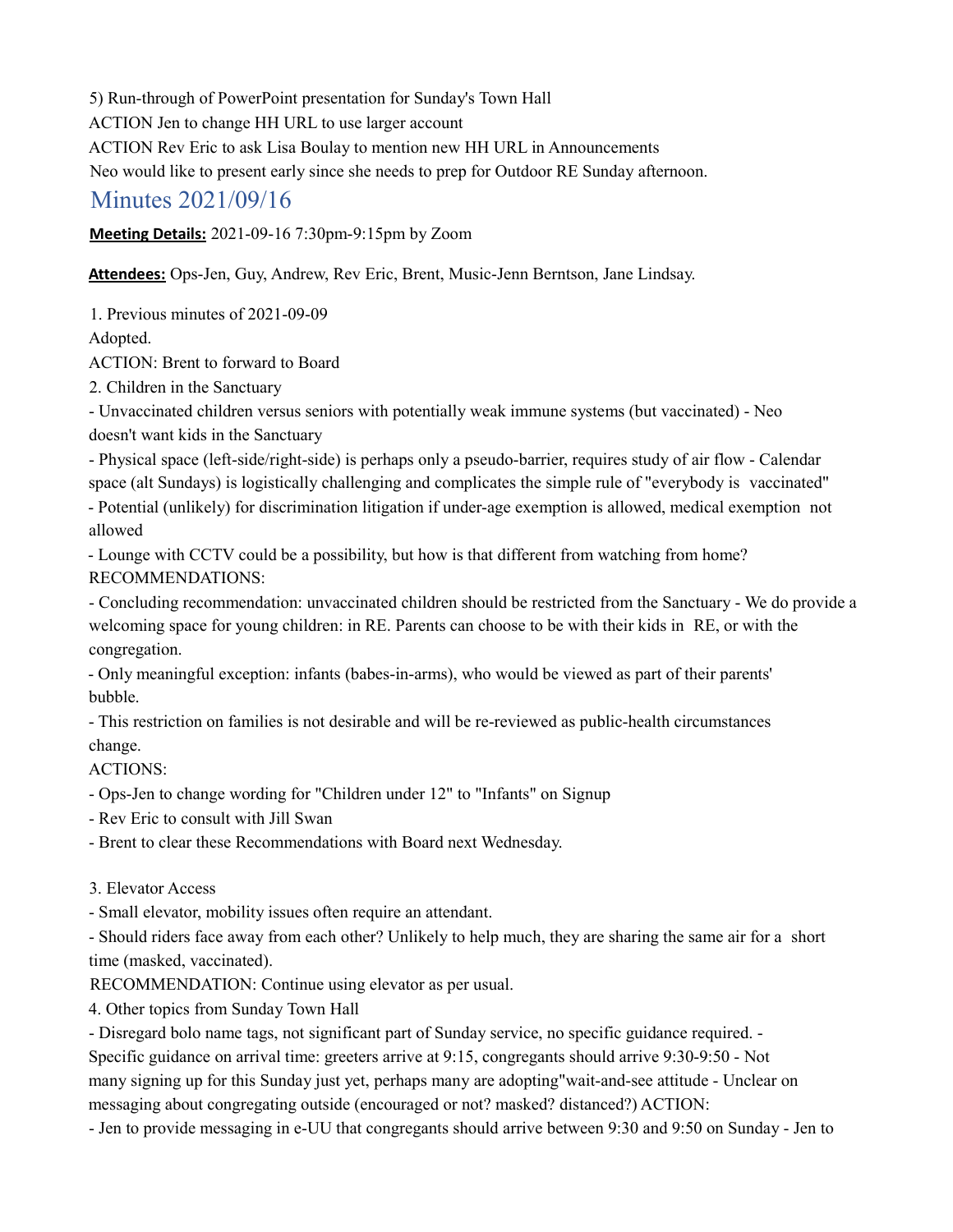5) Run-through of PowerPoint presentation for Sunday's Town Hall

ACTION Jen to change HH URL to use larger account

ACTION Rev Eric to ask Lisa Boulay to mention new HH URL in Announcements

Neo would like to present early since she needs to prep for Outdoor RE Sunday afternoon.

## Minutes 2021/09/16

**Meeting Details:** 2021-09-16 7:30pm-9:15pm by Zoom

**Attendees:** Ops-Jen, Guy, Andrew, Rev Eric, Brent, Music-Jenn Berntson, Jane Lindsay.

1. Previous minutes of 2021-09-09

Adopted.

ACTION: Brent to forward to Board

2. Children in the Sanctuary

- Unvaccinated children versus seniors with potentially weak immune systems (but vaccinated) - Neo doesn't want kids in the Sanctuary
- Physical space (left-side/right-side) is perhaps only a pseudo-barrier, requires study of air flow - Calendar space (alt Sundays) is logistically challenging and complicates the simple rule of "everybody is vaccinated"
- Potential (unlikely) for discrimination litigation if under-age exemption is allowed, medical exemption not allowed
- Lounge with CCTV could be a possibility, but how is that different from watching from home?

RECOMMENDATIONS:

- Concluding recommendation: unvaccinated children should be restricted from the Sanctuary - We do provide a welcoming space for young children: in RE. Parents can choose to be with their kids in RE, or with the congregation.
- Only meaningful exception: infants (babes-in-arms), who would be viewed as part of their parents' bubble.
- This restriction on families is not desirable and will be re-reviewed as public-health circumstances change.

ACTIONS:

- Ops-Jen to change wording for "Children under 12" to "Infants" on Signup
- Rev Eric to consult with Jill Swan
- Brent to clear these Recommendations with Board next Wednesday.

3. Elevator Access

- Small elevator, mobility issues often require an attendant.
- Should riders face away from each other? Unlikely to help much, they are sharing the same air for a short time (masked, vaccinated).

RECOMMENDATION: Continue using elevator as per usual.

4. Other topics from Sunday Town Hall

- Disregard bolo name tags, not significant part of Sunday service, no specific guidance required. - Specific guidance on arrival time: greeters arrive at 9:15, congregants should arrive 9:30-9:50 - Not many signing up for this Sunday just yet, perhaps many are adopting"wait-and-see attitude - Unclear on messaging about congregating outside (encouraged or not? masked? distanced?) ACTION:

- Jen to provide messaging in e-UU that congregants should arrive between 9:30 and 9:50 on Sunday - Jen to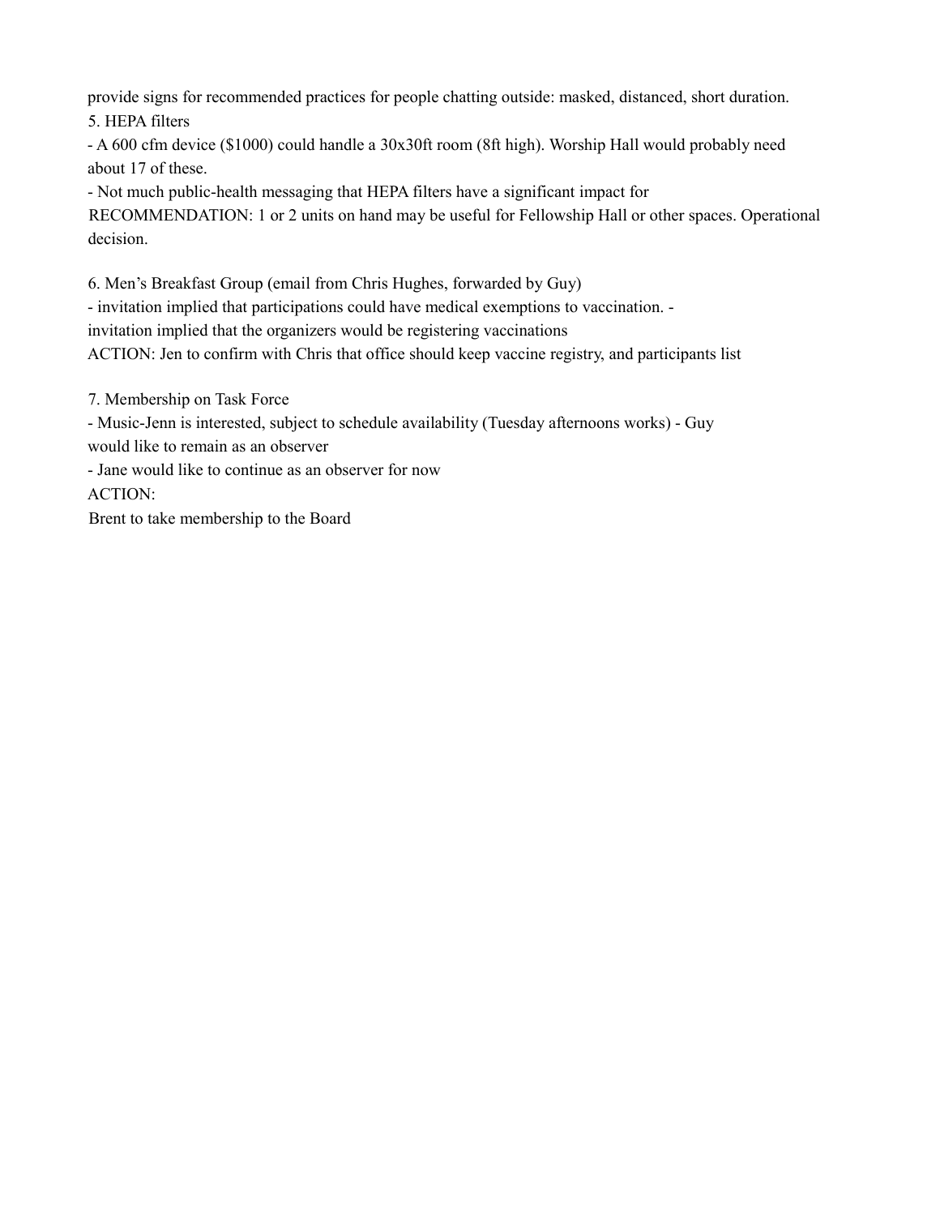provide signs for recommended practices for people chatting outside: masked, distanced, short duration.

5. HEPA filters

- A 600 cfm device ($1000) could handle a 30x30ft room (8ft high). Worship Hall would probably need about 17 of these.
- Not much public-health messaging that HEPA filters have a significant impact for

RECOMMENDATION: 1 or 2 units on hand may be useful for Fellowship Hall or other spaces. Operational decision.

6. Men's Breakfast Group (email from Chris Hughes, forwarded by Guy)

- invitation implied that participations could have medical exemptions to vaccination. - invitation implied that the organizers would be registering vaccinations

ACTION: Jen to confirm with Chris that office should keep vaccine registry, and participants list

7. Membership on Task Force

- Music-Jenn is interested, subject to schedule availability (Tuesday afternoons works) - Guy would like to remain as an observer
- Jane would like to continue as an observer for now

ACTION:

Brent to take membership to the Board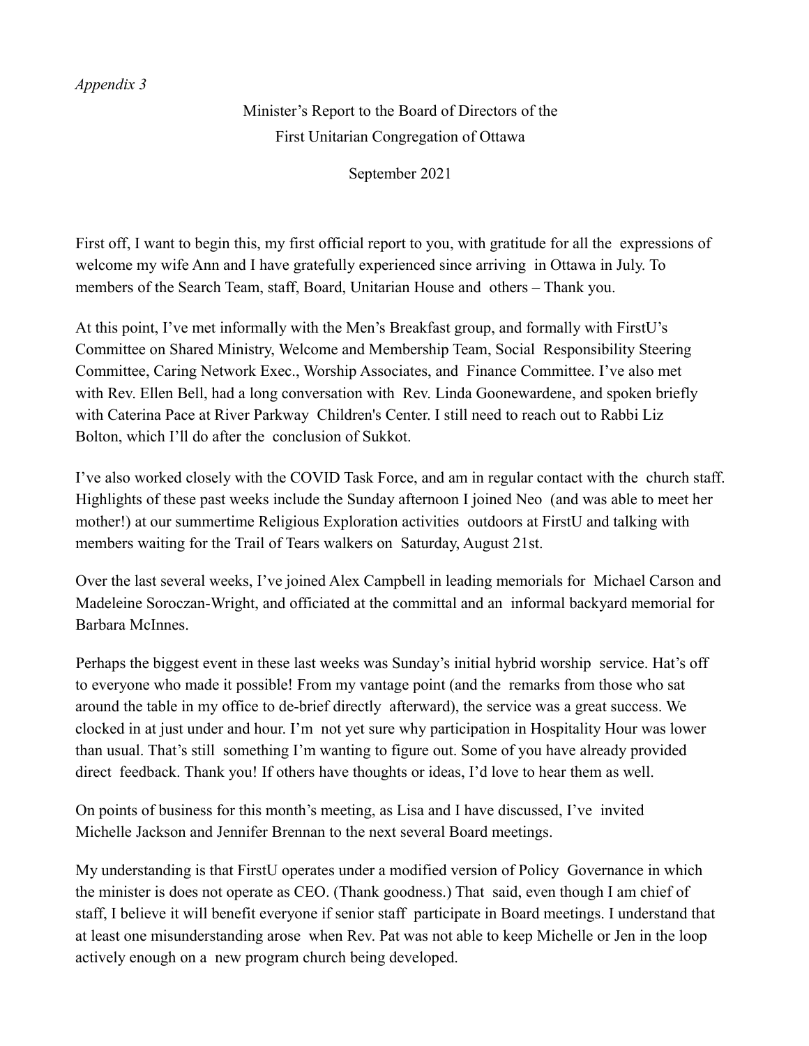*Appendix 3*

Minister's Report to the Board of Directors of the
First Unitarian Congregation of Ottawa

September 2021

First off, I want to begin this, my first official report to you, with gratitude for all the expressions of welcome my wife Ann and I have gratefully experienced since arriving in Ottawa in July. To members of the Search Team, staff, Board, Unitarian House and others – Thank you.

At this point, I've met informally with the Men's Breakfast group, and formally with FirstU's Committee on Shared Ministry, Welcome and Membership Team, Social Responsibility Steering Committee, Caring Network Exec., Worship Associates, and Finance Committee. I've also met with Rev. Ellen Bell, had a long conversation with Rev. Linda Goonewardene, and spoken briefly with Caterina Pace at River Parkway Children's Center. I still need to reach out to Rabbi Liz Bolton, which I'll do after the conclusion of Sukkot.

I've also worked closely with the COVID Task Force, and am in regular contact with the church staff. Highlights of these past weeks include the Sunday afternoon I joined Neo (and was able to meet her mother!) at our summertime Religious Exploration activities outdoors at FirstU and talking with members waiting for the Trail of Tears walkers on Saturday, August 21st.

Over the last several weeks, I've joined Alex Campbell in leading memorials for Michael Carson and Madeleine Soroczan-Wright, and officiated at the committal and an informal backyard memorial for Barbara McInnes.

Perhaps the biggest event in these last weeks was Sunday's initial hybrid worship service. Hat's off to everyone who made it possible! From my vantage point (and the remarks from those who sat around the table in my office to de-brief directly afterward), the service was a great success. We clocked in at just under and hour. I'm not yet sure why participation in Hospitality Hour was lower than usual. That's still something I'm wanting to figure out. Some of you have already provided direct feedback. Thank you! If others have thoughts or ideas, I'd love to hear them as well.

On points of business for this month's meeting, as Lisa and I have discussed, I've invited Michelle Jackson and Jennifer Brennan to the next several Board meetings.

My understanding is that FirstU operates under a modified version of Policy Governance in which the minister is does not operate as CEO. (Thank goodness.) That said, even though I am chief of staff, I believe it will benefit everyone if senior staff participate in Board meetings. I understand that at least one misunderstanding arose when Rev. Pat was not able to keep Michelle or Jen in the loop actively enough on a new program church being developed.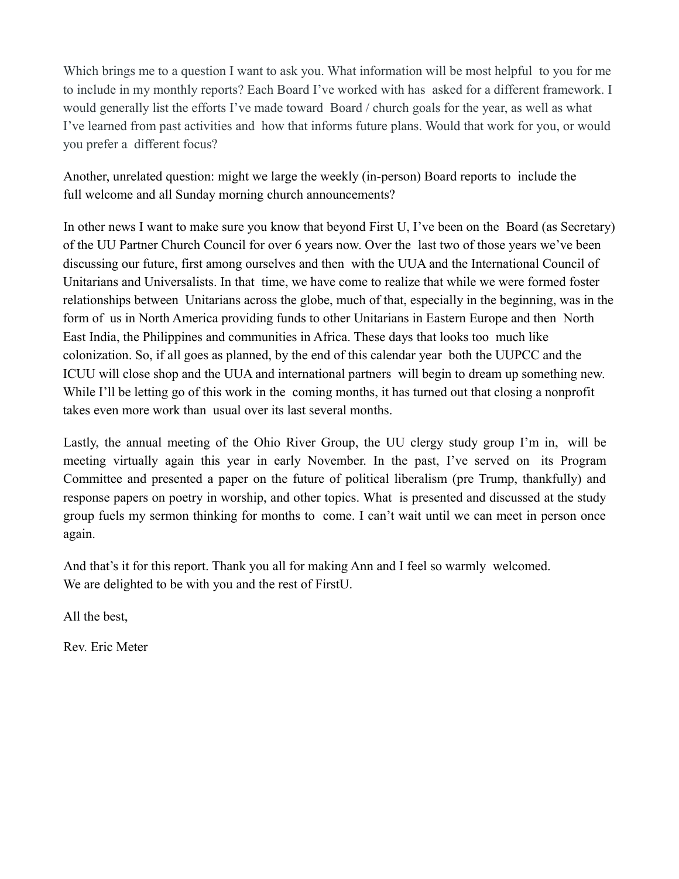Which brings me to a question I want to ask you. What information will be most helpful to you for me to include in my monthly reports? Each Board I've worked with has asked for a different framework. I would generally list the efforts I've made toward Board / church goals for the year, as well as what I've learned from past activities and how that informs future plans. Would that work for you, or would you prefer a different focus?

Another, unrelated question: might we large the weekly (in-person) Board reports to include the full welcome and all Sunday morning church announcements?

In other news I want to make sure you know that beyond First U, I've been on the Board (as Secretary) of the UU Partner Church Council for over 6 years now. Over the last two of those years we've been discussing our future, first among ourselves and then with the UUA and the International Council of Unitarians and Universalists. In that time, we have come to realize that while we were formed foster relationships between Unitarians across the globe, much of that, especially in the beginning, was in the form of us in North America providing funds to other Unitarians in Eastern Europe and then North East India, the Philippines and communities in Africa. These days that looks too much like colonization. So, if all goes as planned, by the end of this calendar year both the UUPCC and the ICUU will close shop and the UUA and international partners will begin to dream up something new. While I'll be letting go of this work in the coming months, it has turned out that closing a nonprofit takes even more work than usual over its last several months.

Lastly, the annual meeting of the Ohio River Group, the UU clergy study group I'm in, will be meeting virtually again this year in early November. In the past, I've served on its Program Committee and presented a paper on the future of political liberalism (pre Trump, thankfully) and response papers on poetry in worship, and other topics. What is presented and discussed at the study group fuels my sermon thinking for months to come. I can't wait until we can meet in person once again.

And that's it for this report. Thank you all for making Ann and I feel so warmly welcomed. We are delighted to be with you and the rest of FirstU.

All the best,

Rev. Eric Meter